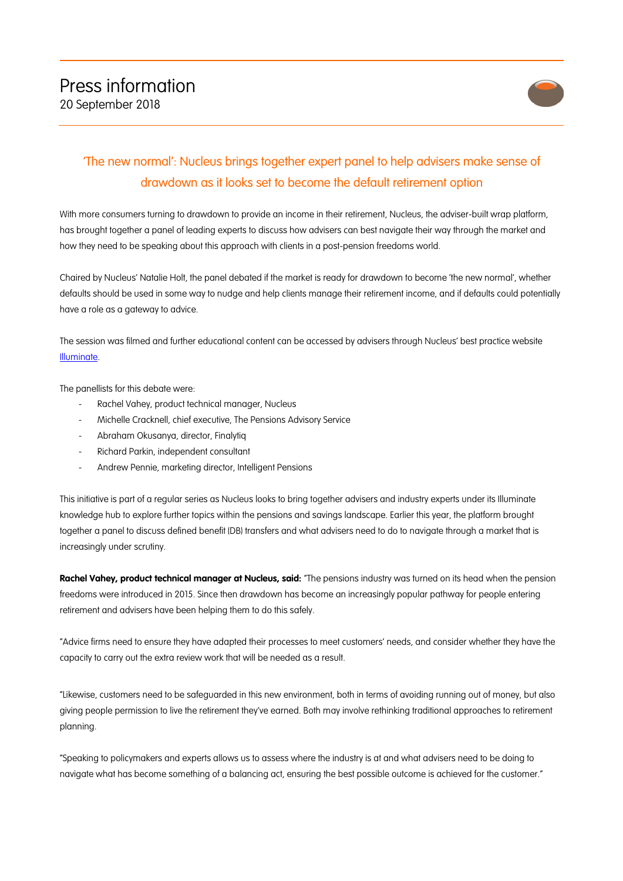# Press information

20 September 2018

## 'The new normal': Nucleus brings together expert panel to help advisers make sense of drawdown as it looks set to become the default retirement option

With more consumers turning to drawdown to provide an income in their retirement, Nucleus, the adviser-built wrap platform, has brought together a panel of leading experts to discuss how advisers can best navigate their way through the market and how they need to be speaking about this approach with clients in a post-pension freedoms world.

Chaired by Nucleus' Natalie Holt, the panel debated if the market is ready for drawdown to become 'the new normal', whether defaults should be used in some way to nudge and help clients manage their retirement income, and if defaults could potentially have a role as a gateway to advice.

The session was filmed and further educational content can be accessed by advisers through Nucleus' best practice website Illuminate.

The panellists for this debate were:

- Rachel Vahey, product technical manager, Nucleus
- Michelle Cracknell, chief executive, The Pensions Advisory Service
- Abraham Okusanya, director, Finalytiq
- Richard Parkin, independent consultant
- Andrew Pennie, marketing director, Intelligent Pensions

This initiative is part of a regular series as Nucleus looks to bring together advisers and industry experts under its Illuminate knowledge hub to explore further topics within the pensions and savings landscape. Earlier this year, the platform brought together a panel to discuss defined benefit (DB) transfers and what advisers need to do to navigate through a market that is increasingly under scrutiny.

**Rachel Vahey, product technical manager at Nucleus, said:** "The pensions industry was turned on its head when the pension freedoms were introduced in 2015. Since then drawdown has become an increasingly popular pathway for people entering retirement and advisers have been helping them to do this safely.

"Advice firms need to ensure they have adapted their processes to meet customers' needs, and consider whether they have the capacity to carry out the extra review work that will be needed as a result.

"Likewise, customers need to be safeguarded in this new environment, both in terms of avoiding running out of money, but also giving people permission to live the retirement they've earned. Both may involve rethinking traditional approaches to retirement planning.

"Speaking to policymakers and experts allows us to assess where the industry is at and what advisers need to be doing to navigate what has become something of a balancing act, ensuring the best possible outcome is achieved for the customer."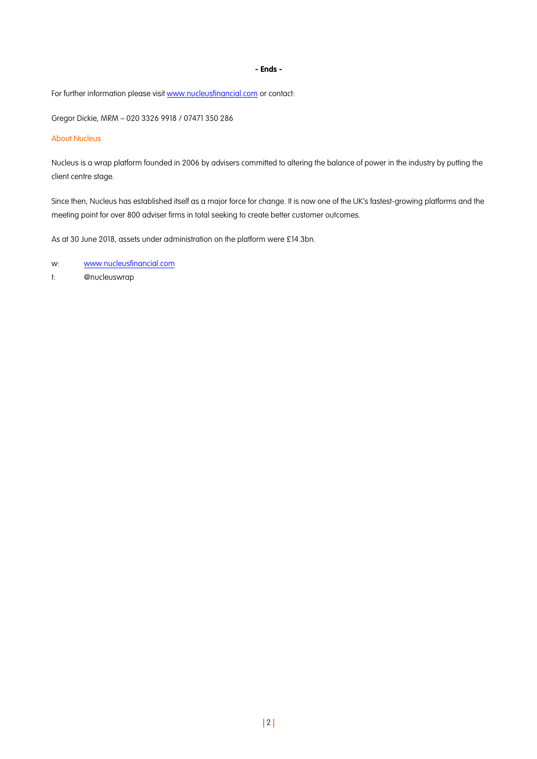**- Ends -**

For further information please visit www.nucleusfinancial.com or contact:

Gregor Dickie, MRM – 020 3326 9918 / 07471 350 286

## About Nucleus

Nucleus is a wrap platform founded in 2006 by advisers committed to altering the balance of power in the industry by putting the client centre stage.

Since then, Nucleus has established itself as a major force for change. It is now one of the UK's fastest-growing platforms and the meeting point for over 800 adviser firms in total seeking to create better customer outcomes.

As at 30 June 2018, assets under administration on the platform were £14.3bn.

w: www.nucleusfinancial.com

t: @nucleuswrap